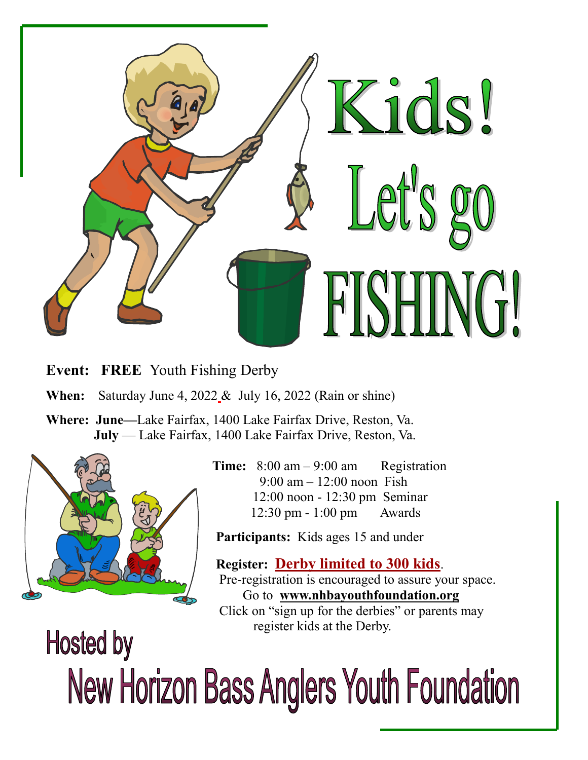# Kids! Let's go FISHING!

**Event: FREE** Youth Fishing Derby

**When:** Saturday June 4, 2022 & July 16, 2022 (Rain or shine)

**Where: June**—Lake Fairfax, 1400 Lake Fairfax Drive, Reston, Va.
**July** — Lake Fairfax, 1400 Lake Fairfax Drive, Reston, Va.

**Time:**
8:00 am – 9:00 am Registration
9:00 am – 12:00 noon Fish
12:00 noon - 12:30 pm Seminar
12:30 pm - 1:00 pm Awards

**Participants:** Kids ages 15 and under

**Register:** **Derby limited to 300 kids**.
Pre-registration is encouraged to assure your space.
Go to **www.nhbayouthfoundation.org**
Click on "sign up for the derbies" or parents may register kids at the Derby.

## Hosted by

# New Horizon Bass Anglers Youth Foundation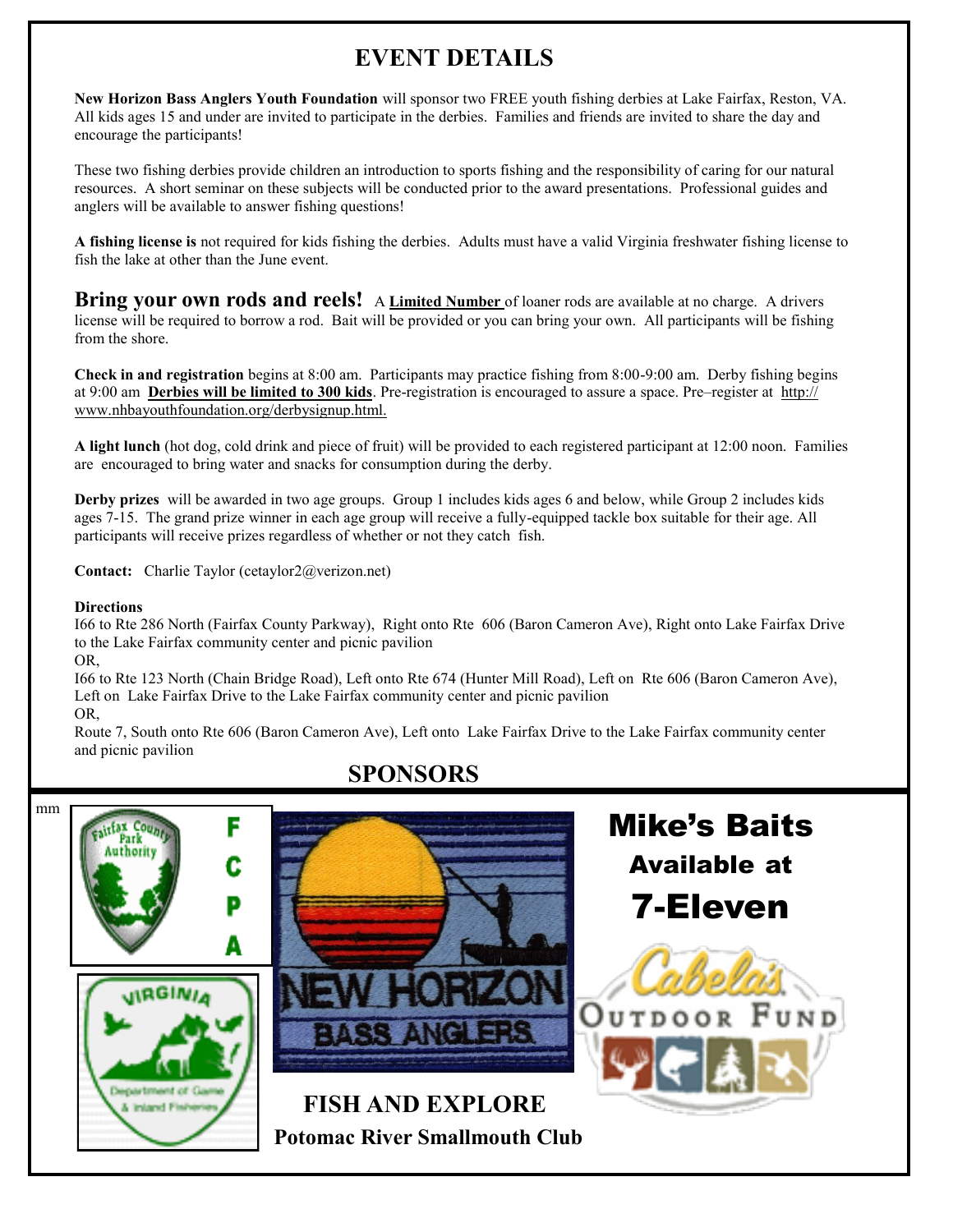# EVENT DETAILS

**New Horizon Bass Anglers Youth Foundation** will sponsor two FREE youth fishing derbies at Lake Fairfax, Reston, VA. All kids ages 15 and under are invited to participate in the derbies. Families and friends are invited to share the day and encourage the participants!

These two fishing derbies provide children an introduction to sports fishing and the responsibility of caring for our natural resources. A short seminar on these subjects will be conducted prior to the award presentations. Professional guides and anglers will be available to answer fishing questions!

**A fishing license is** not required for kids fishing the derbies. Adults must have a valid Virginia freshwater fishing license to fish the lake at other than the June event.

**Bring your own rods and reels!** A **Limited Number** of loaner rods are available at no charge. A drivers license will be required to borrow a rod. Bait will be provided or you can bring your own. All participants will be fishing from the shore.

**Check in and registration** begins at 8:00 am. Participants may practice fishing from 8:00-9:00 am. Derby fishing begins at 9:00 am **Derbies will be limited to 300 kids**. Pre-registration is encouraged to assure a space. Pre–register at http://www.nhbayouthfoundation.org/derbysignup.html.

**A light lunch** (hot dog, cold drink and piece of fruit) will be provided to each registered participant at 12:00 noon. Families are encouraged to bring water and snacks for consumption during the derby.

**Derby prizes** will be awarded in two age groups. Group 1 includes kids ages 6 and below, while Group 2 includes kids ages 7-15. The grand prize winner in each age group will receive a fully-equipped tackle box suitable for their age. All participants will receive prizes regardless of whether or not they catch fish.

**Contact:** Charlie Taylor (cetaylor2@verizon.net)

**Directions**

I66 to Rte 286 North (Fairfax County Parkway), Right onto Rte 606 (Baron Cameron Ave), Right onto Lake Fairfax Drive to the Lake Fairfax community center and picnic pavilion

OR,

I66 to Rte 123 North (Chain Bridge Road), Left onto Rte 674 (Hunter Mill Road), Left on Rte 606 (Baron Cameron Ave), Left on Lake Fairfax Drive to the Lake Fairfax community center and picnic pavilion

OR,

Route 7, South onto Rte 606 (Baron Cameron Ave), Left onto Lake Fairfax Drive to the Lake Fairfax community center and picnic pavilion

## SPONSORS

mm

Fairfax County Park Authority

F C P A

Virginia Department of Game & Inland Fisheries

NEW HORIZON BASS ANGLERS

**FISH AND EXPLORE**

**Potomac River Smallmouth Club**

**Mike's Baits**
**Available at**
**7-Eleven**

Cabela's Outdoor Fund